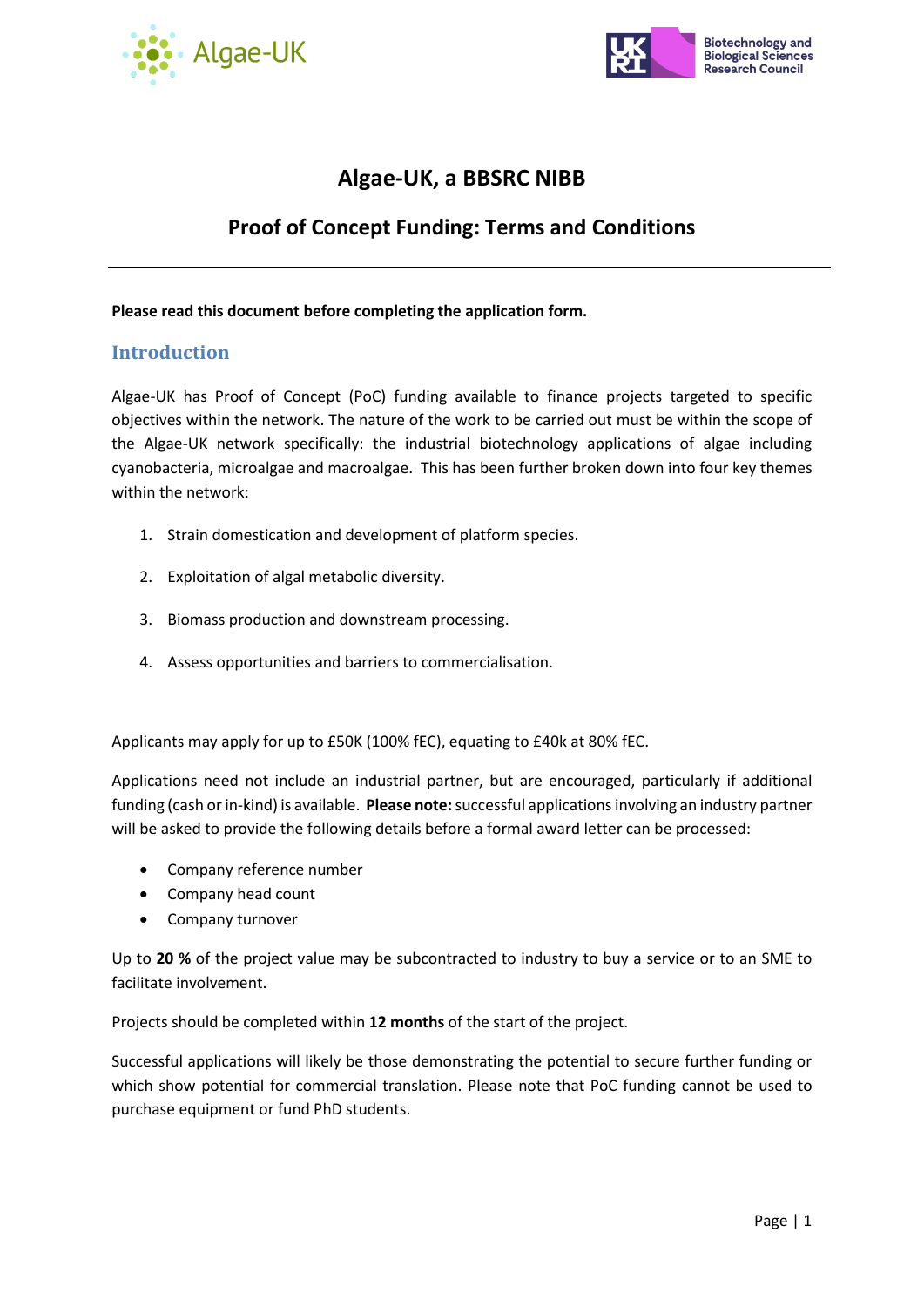# Algae-UK, a BBSRC NIBB

## Proof of Concept Funding: Terms and Conditions

---

**Please read this document before completing the application form.**

## Introduction

Algae-UK has Proof of Concept (PoC) funding available to finance projects targeted to specific objectives within the network. The nature of the work to be carried out must be within the scope of the Algae-UK network specifically: the industrial biotechnology applications of algae including cyanobacteria, microalgae and macroalgae. This has been further broken down into four key themes within the network:

1. Strain domestication and development of platform species.
2. Exploitation of algal metabolic diversity.
3. Biomass production and downstream processing.
4. Assess opportunities and barriers to commercialisation.

Applicants may apply for up to £50K (100% fEC), equating to £40k at 80% fEC.

Applications need not include an industrial partner, but are encouraged, particularly if additional funding (cash or in-kind) is available. **Please note:** successful applications involving an industry partner will be asked to provide the following details before a formal award letter can be processed:

- Company reference number
- Company head count
- Company turnover

Up to **20 %** of the project value may be subcontracted to industry to buy a service or to an SME to facilitate involvement.

Projects should be completed within **12 months** of the start of the project.

Successful applications will likely be those demonstrating the potential to secure further funding or which show potential for commercial translation. Please note that PoC funding cannot be used to purchase equipment or fund PhD students.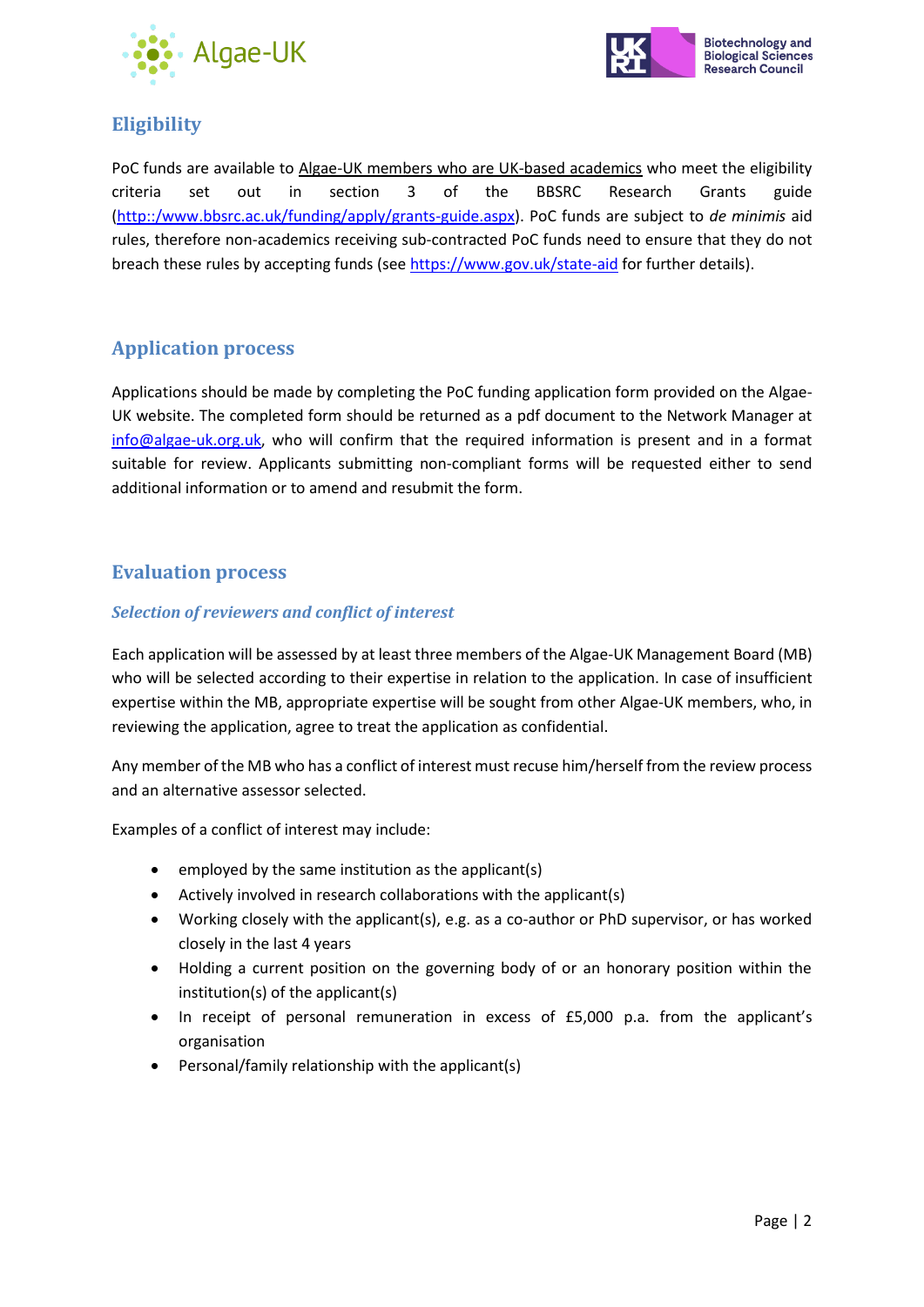## Eligibility

PoC funds are available to <u>Algae-UK members who are UK-based academics</u> who meet the eligibility criteria set out in section 3 of the BBSRC Research Grants guide (http::/www.bbsrc.ac.uk/funding/apply/grants-guide.aspx). PoC funds are subject to *de minimis* aid rules, therefore non-academics receiving sub-contracted PoC funds need to ensure that they do not breach these rules by accepting funds (see https://www.gov.uk/state-aid for further details).

## Application process

Applications should be made by completing the PoC funding application form provided on the Algae-UK website. The completed form should be returned as a pdf document to the Network Manager at info@algae-uk.org.uk, who will confirm that the required information is present and in a format suitable for review. Applicants submitting non-compliant forms will be requested either to send additional information or to amend and resubmit the form.

## Evaluation process

### *Selection of reviewers and conflict of interest*

Each application will be assessed by at least three members of the Algae-UK Management Board (MB) who will be selected according to their expertise in relation to the application. In case of insufficient expertise within the MB, appropriate expertise will be sought from other Algae-UK members, who, in reviewing the application, agree to treat the application as confidential.

Any member of the MB who has a conflict of interest must recuse him/herself from the review process and an alternative assessor selected.

Examples of a conflict of interest may include:

- employed by the same institution as the applicant(s)
- Actively involved in research collaborations with the applicant(s)
- Working closely with the applicant(s), e.g. as a co-author or PhD supervisor, or has worked closely in the last 4 years
- Holding a current position on the governing body of or an honorary position within the institution(s) of the applicant(s)
- In receipt of personal remuneration in excess of £5,000 p.a. from the applicant's organisation
- Personal/family relationship with the applicant(s)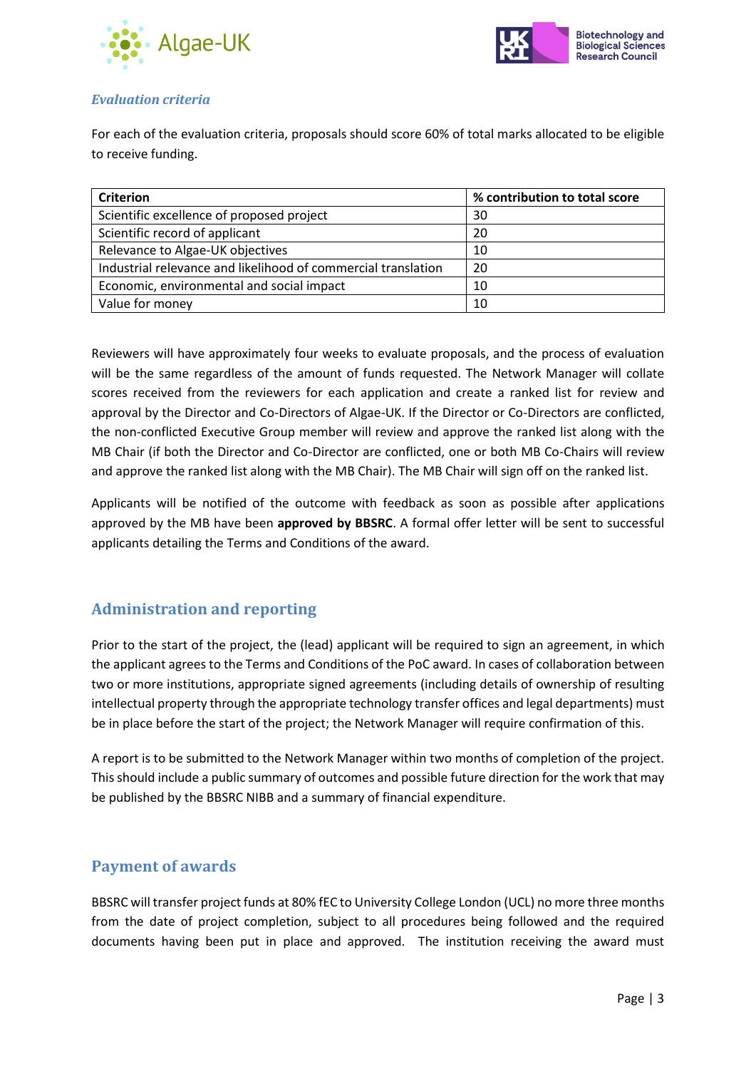### *Evaluation criteria*

For each of the evaluation criteria, proposals should score 60% of total marks allocated to be eligible to receive funding.

| Criterion | % contribution to total score |
|---|---|
| Scientific excellence of proposed project | 30 |
| Scientific record of applicant | 20 |
| Relevance to Algae-UK objectives | 10 |
| Industrial relevance and likelihood of commercial translation | 20 |
| Economic, environmental and social impact | 10 |
| Value for money | 10 |

Reviewers will have approximately four weeks to evaluate proposals, and the process of evaluation will be the same regardless of the amount of funds requested. The Network Manager will collate scores received from the reviewers for each application and create a ranked list for review and approval by the Director and Co-Directors of Algae-UK. If the Director or Co-Directors are conflicted, the non-conflicted Executive Group member will review and approve the ranked list along with the MB Chair (if both the Director and Co-Director are conflicted, one or both MB Co-Chairs will review and approve the ranked list along with the MB Chair). The MB Chair will sign off on the ranked list.

Applicants will be notified of the outcome with feedback as soon as possible after applications approved by the MB have been **approved by BBSRC**. A formal offer letter will be sent to successful applicants detailing the Terms and Conditions of the award.

## Administration and reporting

Prior to the start of the project, the (lead) applicant will be required to sign an agreement, in which the applicant agrees to the Terms and Conditions of the PoC award. In cases of collaboration between two or more institutions, appropriate signed agreements (including details of ownership of resulting intellectual property through the appropriate technology transfer offices and legal departments) must be in place before the start of the project; the Network Manager will require confirmation of this.

A report is to be submitted to the Network Manager within two months of completion of the project. This should include a public summary of outcomes and possible future direction for the work that may be published by the BBSRC NIBB and a summary of financial expenditure.

## Payment of awards

BBSRC will transfer project funds at 80% fEC to University College London (UCL) no more three months from the date of project completion, subject to all procedures being followed and the required documents having been put in place and approved. The institution receiving the award must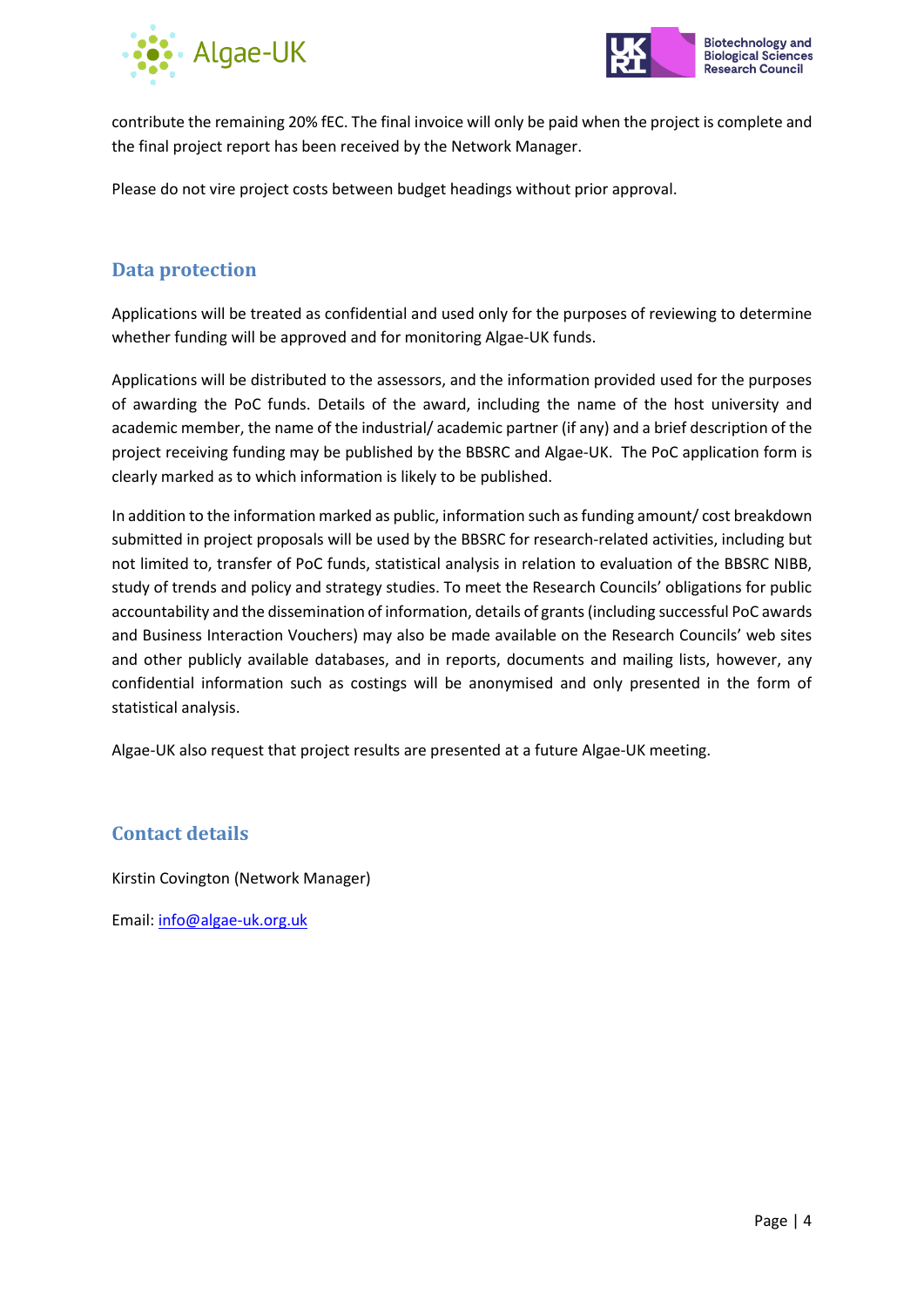contribute the remaining 20% fEC. The final invoice will only be paid when the project is complete and the final project report has been received by the Network Manager.

Please do not vire project costs between budget headings without prior approval.

## Data protection

Applications will be treated as confidential and used only for the purposes of reviewing to determine whether funding will be approved and for monitoring Algae-UK funds.

Applications will be distributed to the assessors, and the information provided used for the purposes of awarding the PoC funds. Details of the award, including the name of the host university and academic member, the name of the industrial/ academic partner (if any) and a brief description of the project receiving funding may be published by the BBSRC and Algae-UK. The PoC application form is clearly marked as to which information is likely to be published.

In addition to the information marked as public, information such as funding amount/ cost breakdown submitted in project proposals will be used by the BBSRC for research-related activities, including but not limited to, transfer of PoC funds, statistical analysis in relation to evaluation of the BBSRC NIBB, study of trends and policy and strategy studies. To meet the Research Councils' obligations for public accountability and the dissemination of information, details of grants (including successful PoC awards and Business Interaction Vouchers) may also be made available on the Research Councils' web sites and other publicly available databases, and in reports, documents and mailing lists, however, any confidential information such as costings will be anonymised and only presented in the form of statistical analysis.

Algae-UK also request that project results are presented at a future Algae-UK meeting.

## Contact details

Kirstin Covington (Network Manager)

Email: info@algae-uk.org.uk